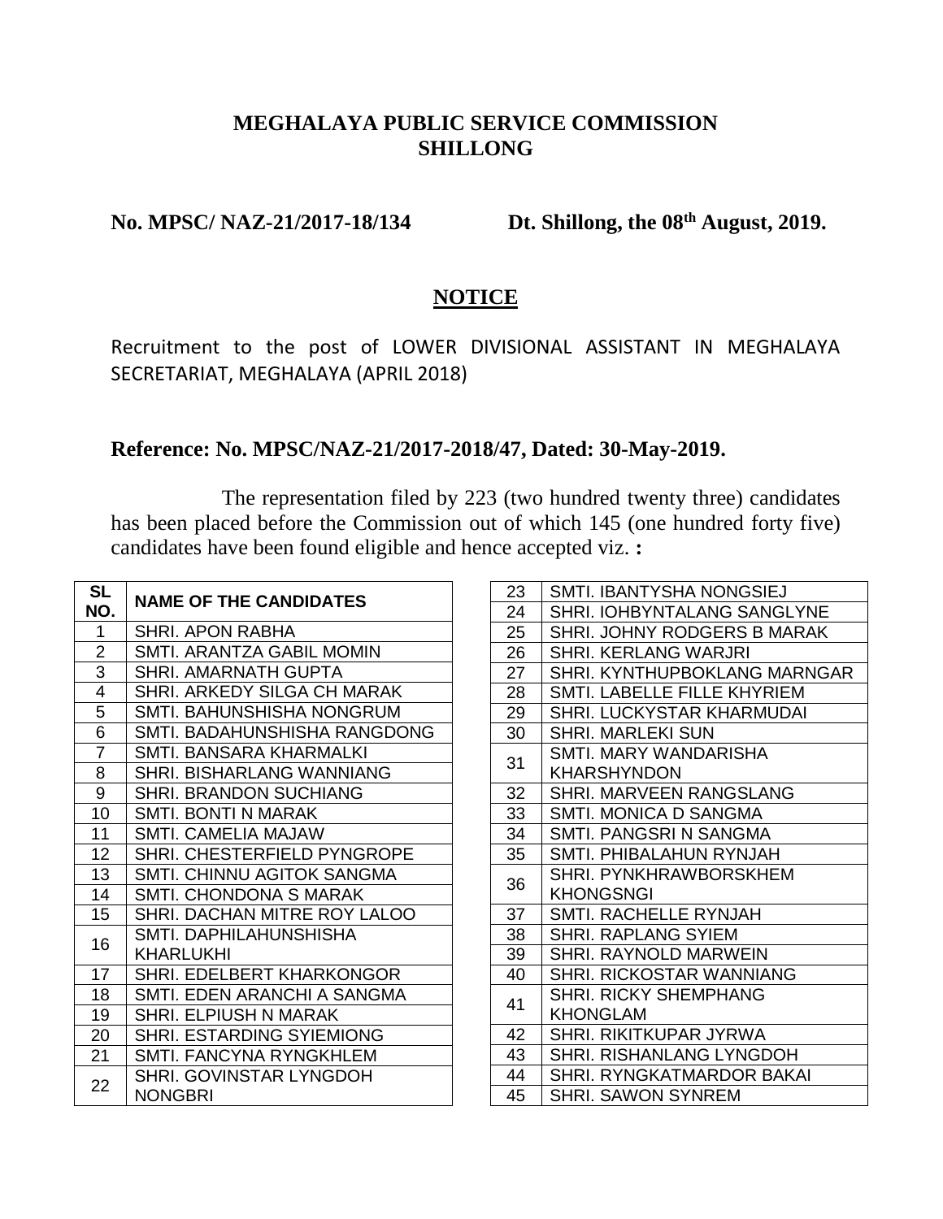# MEGHALAYA PUBLIC SERVICE COMMISSION
# SHILLONG

**No. MPSC/ NAZ-21/2017-18/134 Dt. Shillong, the 08th August, 2019.**

## NOTICE

Recruitment to the post of LOWER DIVISIONAL ASSISTANT IN MEGHALAYA SECRETARIAT, MEGHALAYA (APRIL 2018)

**Reference: No. MPSC/NAZ-21/2017-2018/47, Dated: 30-May-2019.**

The representation filed by 223 (two hundred twenty three) candidates has been placed before the Commission out of which 145 (one hundred forty five) candidates have been found eligible and hence accepted viz. **:**

| SL NO. | NAME OF THE CANDIDATES |
|---|---|
| 1 | SHRI. APON RABHA |
| 2 | SMTI. ARANTZA GABIL MOMIN |
| 3 | SHRI. AMARNATH GUPTA |
| 4 | SHRI. ARKEDY SILGA CH MARAK |
| 5 | SMTI. BAHUNSHISHA NONGRUM |
| 6 | SMTI. BADAHUNSHISHA RANGDONG |
| 7 | SMTI. BANSARA KHARMALKI |
| 8 | SHRI. BISHARLANG WANNIANG |
| 9 | SHRI. BRANDON SUCHIANG |
| 10 | SMTI. BONTI N MARAK |
| 11 | SMTI. CAMELIA MAJAW |
| 12 | SHRI. CHESTERFIELD PYNGROPE |
| 13 | SMTI. CHINNU AGITOK SANGMA |
| 14 | SMTI. CHONDONA S MARAK |
| 15 | SHRI. DACHAN MITRE ROY LALOO |
| 16 | SMTI. DAPHILAHUNSHISHA KHARLUKHI |
| 17 | SHRI. EDELBERT KHARKONGOR |
| 18 | SMTI. EDEN ARANCHI A SANGMA |
| 19 | SHRI. ELPIUSH N MARAK |
| 20 | SHRI. ESTARDING SYIEMIONG |
| 21 | SMTI. FANCYNA RYNGKHLEM |
| 22 | SHRI. GOVINSTAR LYNGDOH NONGBRI |
| 23 | SMTI. IBANTYSHA NONGSIEJ |
| 24 | SHRI. IOHBYNTALANG SANGLYNE |
| 25 | SHRI. JOHNY RODGERS B MARAK |
| 26 | SHRI. KERLANG WARJRI |
| 27 | SHRI. KYNTHUPBOKLANG MARNGAR |
| 28 | SMTI. LABELLE FILLE KHYRIEM |
| 29 | SHRI. LUCKYSTAR KHARMUDAI |
| 30 | SHRI. MARLEKI SUN |
| 31 | SMTI. MARY WANDARISHA KHARSHYNDON |
| 32 | SHRI. MARVEEN RANGSLANG |
| 33 | SMTI. MONICA D SANGMA |
| 34 | SMTI. PANGSRI N SANGMA |
| 35 | SMTI. PHIBALAHUN RYNJAH |
| 36 | SHRI. PYNKHRAWBORSKHEM KHONGSNGI |
| 37 | SMTI. RACHELLE RYNJAH |
| 38 | SHRI. RAPLANG SYIEM |
| 39 | SHRI. RAYNOLD MARWEIN |
| 40 | SHRI. RICKOSTAR WANNIANG |
| 41 | SHRI. RICKY SHEMPHANG KHONGLAM |
| 42 | SHRI. RIKITKUPAR JYRWA |
| 43 | SHRI. RISHANLANG LYNGDOH |
| 44 | SHRI. RYNGKATMARDOR BAKAI |
| 45 | SHRI. SAWON SYNREM |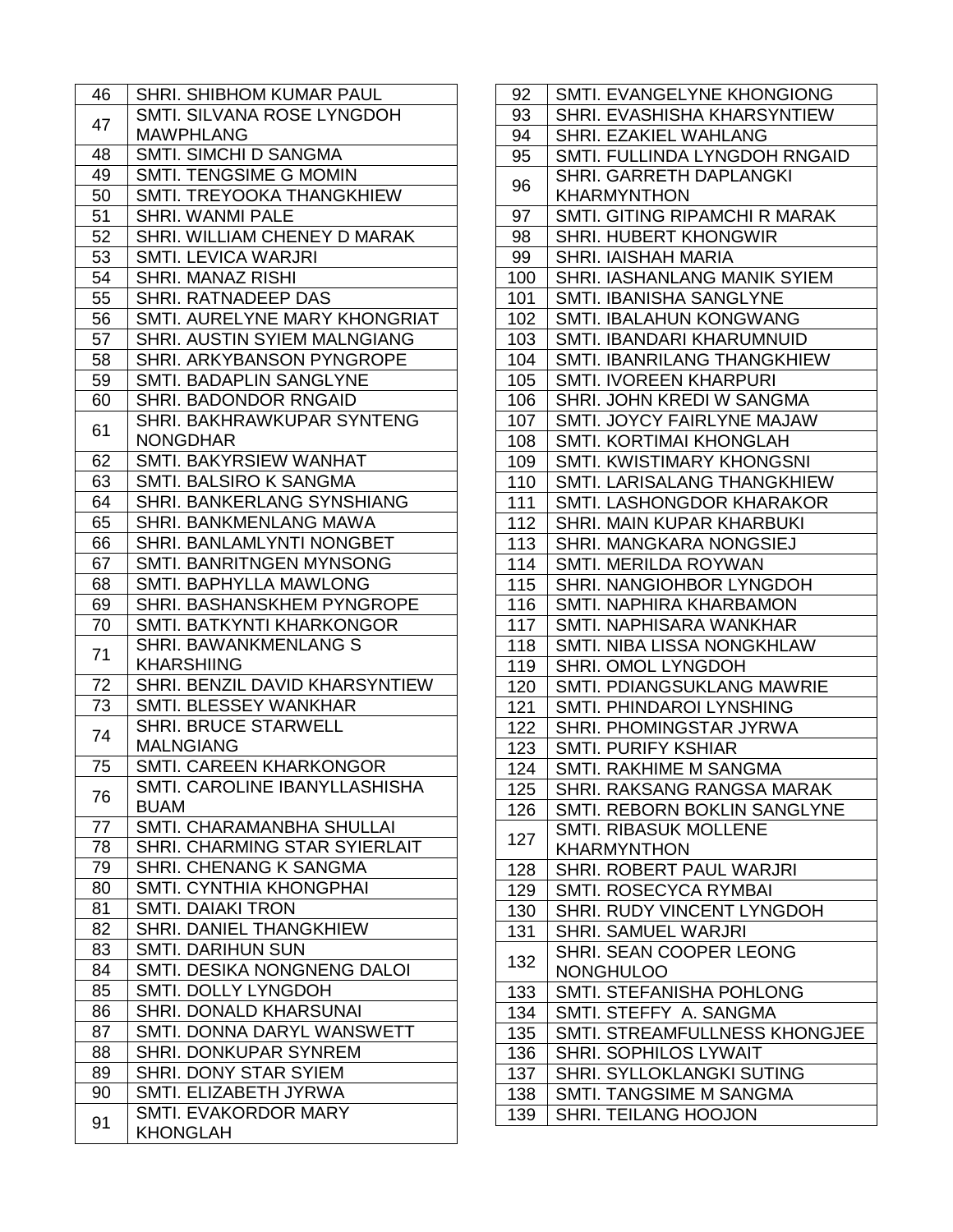| | |
|---|---|
| 46 | SHRI. SHIBHOM KUMAR PAUL |
| 47 | SMTI. SILVANA ROSE LYNGDOH MAWPHLANG |
| 48 | SMTI. SIMCHI D SANGMA |
| 49 | SMTI. TENGSIME G MOMIN |
| 50 | SMTI. TREYOOKA THANGKHIEW |
| 51 | SHRI. WANMI PALE |
| 52 | SHRI. WILLIAM CHENEY D MARAK |
| 53 | SMTI. LEVICA WARJRI |
| 54 | SHRI. MANAZ RISHI |
| 55 | SHRI. RATNADEEP DAS |
| 56 | SMTI. AURELYNE MARY KHONGRIAT |
| 57 | SHRI. AUSTIN SYIEM MALNGIANG |
| 58 | SHRI. ARKYBANSON PYNGROPE |
| 59 | SMTI. BADAPLIN SANGLYNE |
| 60 | SHRI. BADONDOR RNGAID |
| 61 | SHRI. BAKHRAWKUPAR SYNTENG NONGDHAR |
| 62 | SMTI. BAKYRSIEW WANHAT |
| 63 | SMTI. BALSIRO K SANGMA |
| 64 | SHRI. BANKERLANG SYNSHIANG |
| 65 | SHRI. BANKMENLANG MAWA |
| 66 | SHRI. BANLAMLYNTI NONGBET |
| 67 | SMTI. BANRITNGEN MYNSONG |
| 68 | SMTI. BAPHYLLA MAWLONG |
| 69 | SHRI. BASHANSKHEM PYNGROPE |
| 70 | SMTI. BATKYNTI KHARKONGOR |
| 71 | SHRI. BAWANKMENLANG S KHARSHIING |
| 72 | SHRI. BENZIL DAVID KHARSYNTIEW |
| 73 | SMTI. BLESSEY WANKHAR |
| 74 | SHRI. BRUCE STARWELL MALNGIANG |
| 75 | SMTI. CAREEN KHARKONGOR |
| 76 | SMTI. CAROLINE IBANYLLASHISHA BUAM |
| 77 | SMTI. CHARAMANBHA SHULLAI |
| 78 | SHRI. CHARMING STAR SYIERLAIT |
| 79 | SHRI. CHENANG K SANGMA |
| 80 | SMTI. CYNTHIA KHONGPHAI |
| 81 | SMTI. DAIAKI TRON |
| 82 | SHRI. DANIEL THANGKHIEW |
| 83 | SMTI. DARIHUN SUN |
| 84 | SMTI. DESIKA NONGNENG DALOI |
| 85 | SMTI. DOLLY LYNGDOH |
| 86 | SHRI. DONALD KHARSUNAI |
| 87 | SMTI. DONNA DARYL WANSWETT |
| 88 | SHRI. DONKUPAR SYNREM |
| 89 | SHRI. DONY STAR SYIEM |
| 90 | SMTI. ELIZABETH JYRWA |
| 91 | SMTI. EVAKORDOR MARY KHONGLAH |
| 92 | SMTI. EVANGELYNE KHONGIONG |
| 93 | SHRI. EVASHISHA KHARSYNTIEW |
| 94 | SHRI. EZAKIEL WAHLANG |
| 95 | SMTI. FULLINDA LYNGDOH RNGAID |
| 96 | SHRI. GARRETH DAPLANGKI KHARMYNTHON |
| 97 | SMTI. GITING RIPAMCHI R MARAK |
| 98 | SHRI. HUBERT KHONGWIR |
| 99 | SHRI. IAISHAH MARIA |
| 100 | SHRI. IASHANLANG MANIK SYIEM |
| 101 | SMTI. IBANISHA SANGLYNE |
| 102 | SMTI. IBALAHUN KONGWANG |
| 103 | SMTI. IBANDARI KHARUMNUID |
| 104 | SMTI. IBANRILANG THANGKHIEW |
| 105 | SMTI. IVOREEN KHARPURI |
| 106 | SHRI. JOHN KREDI W SANGMA |
| 107 | SMTI. JOYCY FAIRLYNE MAJAW |
| 108 | SMTI. KORTIMAI KHONGLAH |
| 109 | SMTI. KWISTIMARY KHONGSNI |
| 110 | SMTI. LARISALANG THANGKHIEW |
| 111 | SMTI. LASHONGDOR KHARAKOR |
| 112 | SHRI. MAIN KUPAR KHARBUKI |
| 113 | SHRI. MANGKARA NONGSIEJ |
| 114 | SMTI. MERILDA ROYWAN |
| 115 | SHRI. NANGIOHBOR LYNGDOH |
| 116 | SMTI. NAPHIRA KHARBAMON |
| 117 | SMTI. NAPHISARA WANKHAR |
| 118 | SMTI. NIBA LISSA NONGKHLAW |
| 119 | SHRI. OMOL LYNGDOH |
| 120 | SMTI. PDIANGSUKLANG MAWRIE |
| 121 | SMTI. PHINDAROI LYNSHING |
| 122 | SHRI. PHOMINGSTAR JYRWA |
| 123 | SMTI. PURIFY KSHIAR |
| 124 | SMTI. RAKHIME M SANGMA |
| 125 | SHRI. RAKSANG RANGSA MARAK |
| 126 | SMTI. REBORN BOKLIN SANGLYNE |
| 127 | SMTI. RIBASUK MOLLENE KHARMYNTHON |
| 128 | SHRI. ROBERT PAUL WARJRI |
| 129 | SMTI. ROSECYCA RYMBAI |
| 130 | SHRI. RUDY VINCENT LYNGDOH |
| 131 | SHRI. SAMUEL WARJRI |
| 132 | SHRI. SEAN COOPER LEONG NONGHULOO |
| 133 | SMTI. STEFANISHA POHLONG |
| 134 | SMTI. STEFFY A. SANGMA |
| 135 | SMTI. STREAMFULLNESS KHONGJEE |
| 136 | SHRI. SOPHILOS LYWAIT |
| 137 | SHRI. SYLLOKLANGKI SUTING |
| 138 | SMTI. TANGSIME M SANGMA |
| 139 | SHRI. TEILANG HOOJON |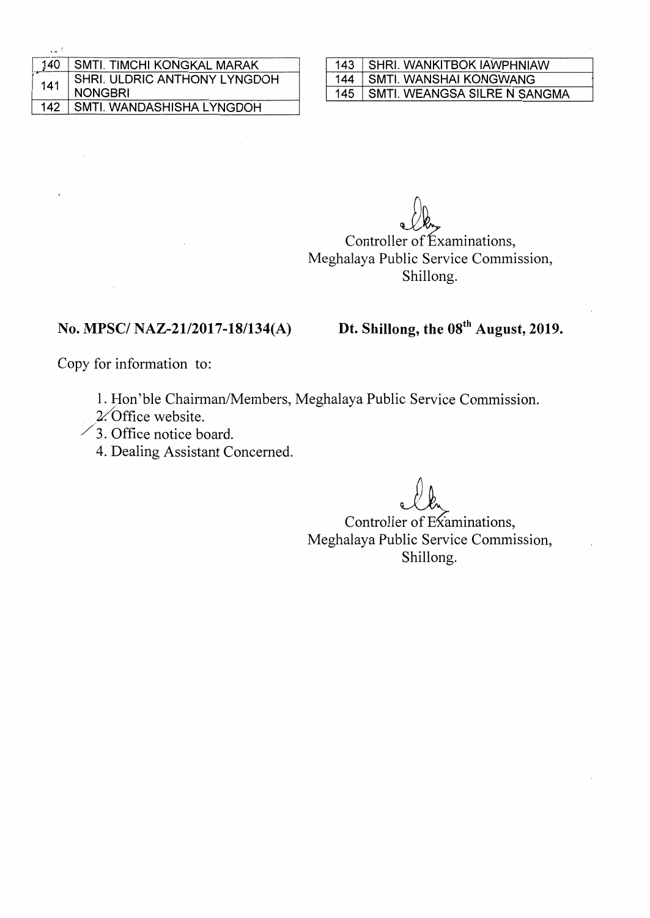| | |
|---|---|
| 140 | SMTI. TIMCHI KONGKAL MARAK |
| 141 | SHRI. ULDRIC ANTHONY LYNGDOH NONGBRI |
| 142 | SMTI. WANDASHISHA LYNGDOH |

| | |
|---|---|
| 143 | SHRI. WANKITBOK IAWPHNIAW |
| 144 | SMTI. WANSHAI KONGWANG |
| 145 | SMTI. WEANGSA SILRE N SANGMA |

Controller of Examinations,
Meghalaya Public Service Commission,
Shillong.

**No. MPSC/ NAZ-21/2017-18/134(A)** **Dt. Shillong, the 08th August, 2019.**

Copy for information to:

1. Hon'ble Chairman/Members, Meghalaya Public Service Commission.
2. Office website.
3. Office notice board.
4. Dealing Assistant Concerned.

Controller of Examinations,
Meghalaya Public Service Commission,
Shillong.